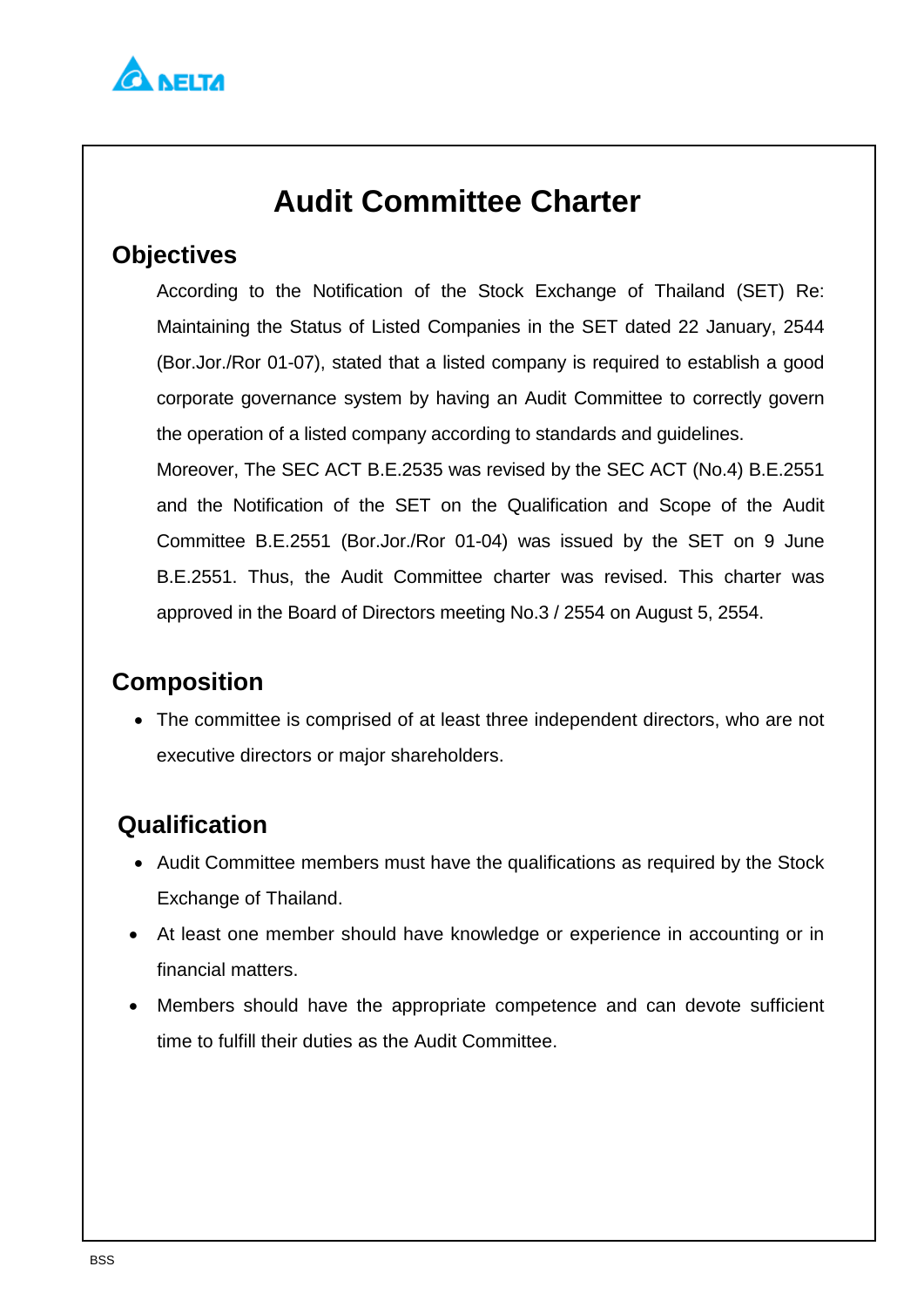# Audit Committee Charter

## Objectives

According to the Notification of the Stock Exchange of Thailand (SET) Re: Maintaining the Status of Listed Companies in the SET dated 22 January, 2544 (Bor.Jor./Ror 01-07), stated that a listed company is required to establish a good corporate governance system by having an Audit Committee to correctly govern the operation of a listed company according to standards and guidelines.

Moreover, The SEC ACT B.E.2535 was revised by the SEC ACT (No.4) B.E.2551 and the Notification of the SET on the Qualification and Scope of the Audit Committee B.E.2551 (Bor.Jor./Ror 01-04) was issued by the SET on 9 June B.E.2551. Thus, the Audit Committee charter was revised. This charter was approved in the Board of Directors meeting No.3 / 2554 on August 5, 2554.

## Composition

- The committee is comprised of at least three independent directors, who are not executive directors or major shareholders.

## Qualification

- Audit Committee members must have the qualifications as required by the Stock Exchange of Thailand.
- At least one member should have knowledge or experience in accounting or in financial matters.
- Members should have the appropriate competence and can devote sufficient time to fulfill their duties as the Audit Committee.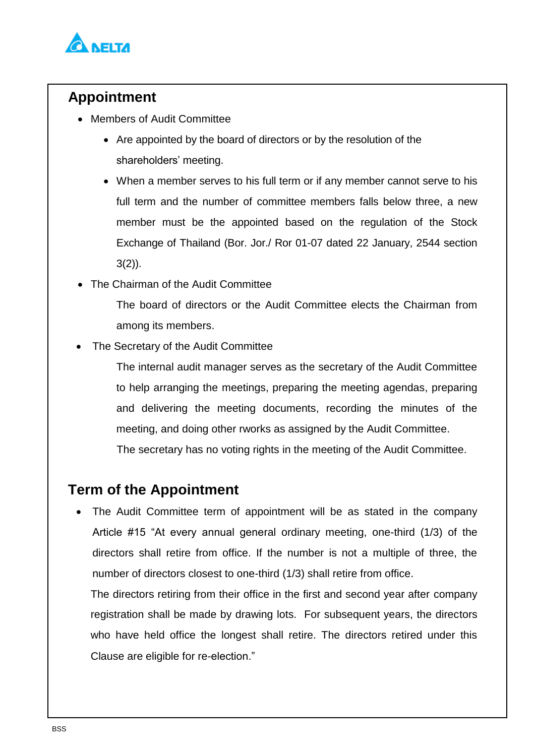## Appointment

- Members of Audit Committee
  - Are appointed by the board of directors or by the resolution of the shareholders' meeting.
  - When a member serves to his full term or if any member cannot serve to his full term and the number of committee members falls below three, a new member must be the appointed based on the regulation of the Stock Exchange of Thailand (Bor. Jor./ Ror 01-07 dated 22 January, 2544 section 3(2)).
- The Chairman of the Audit Committee

  The board of directors or the Audit Committee elects the Chairman from among its members.
- The Secretary of the Audit Committee

  The internal audit manager serves as the secretary of the Audit Committee to help arranging the meetings, preparing the meeting agendas, preparing and delivering the meeting documents, recording the minutes of the meeting, and doing other rworks as assigned by the Audit Committee.

  The secretary has no voting rights in the meeting of the Audit Committee.

## Term of the Appointment

- The Audit Committee term of appointment will be as stated in the company Article #15 "At every annual general ordinary meeting, one-third (1/3) of the directors shall retire from office. If the number is not a multiple of three, the number of directors closest to one-third (1/3) shall retire from office.

  The directors retiring from their office in the first and second year after company registration shall be made by drawing lots. For subsequent years, the directors who have held office the longest shall retire. The directors retired under this Clause are eligible for re-election."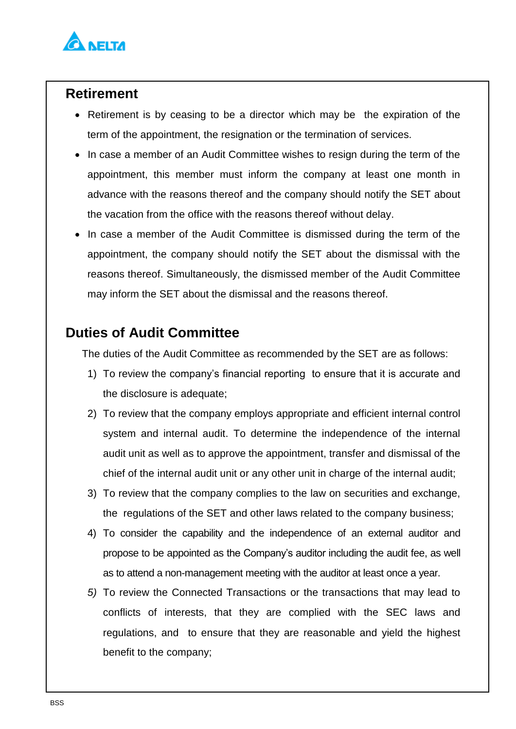## Retirement

- Retirement is by ceasing to be a director which may be the expiration of the term of the appointment, the resignation or the termination of services.
- In case a member of an Audit Committee wishes to resign during the term of the appointment, this member must inform the company at least one month in advance with the reasons thereof and the company should notify the SET about the vacation from the office with the reasons thereof without delay.
- In case a member of the Audit Committee is dismissed during the term of the appointment, the company should notify the SET about the dismissal with the reasons thereof. Simultaneously, the dismissed member of the Audit Committee may inform the SET about the dismissal and the reasons thereof.

## Duties of Audit Committee

The duties of the Audit Committee as recommended by the SET are as follows:

1) To review the company's financial reporting to ensure that it is accurate and the disclosure is adequate;
2) To review that the company employs appropriate and efficient internal control system and internal audit. To determine the independence of the internal audit unit as well as to approve the appointment, transfer and dismissal of the chief of the internal audit unit or any other unit in charge of the internal audit;
3) To review that the company complies to the law on securities and exchange, the regulations of the SET and other laws related to the company business;
4) To consider the capability and the independence of an external auditor and propose to be appointed as the Company's auditor including the audit fee, as well as to attend a non-management meeting with the auditor at least once a year.
5) To review the Connected Transactions or the transactions that may lead to conflicts of interests, that they are complied with the SEC laws and regulations, and to ensure that they are reasonable and yield the highest benefit to the company;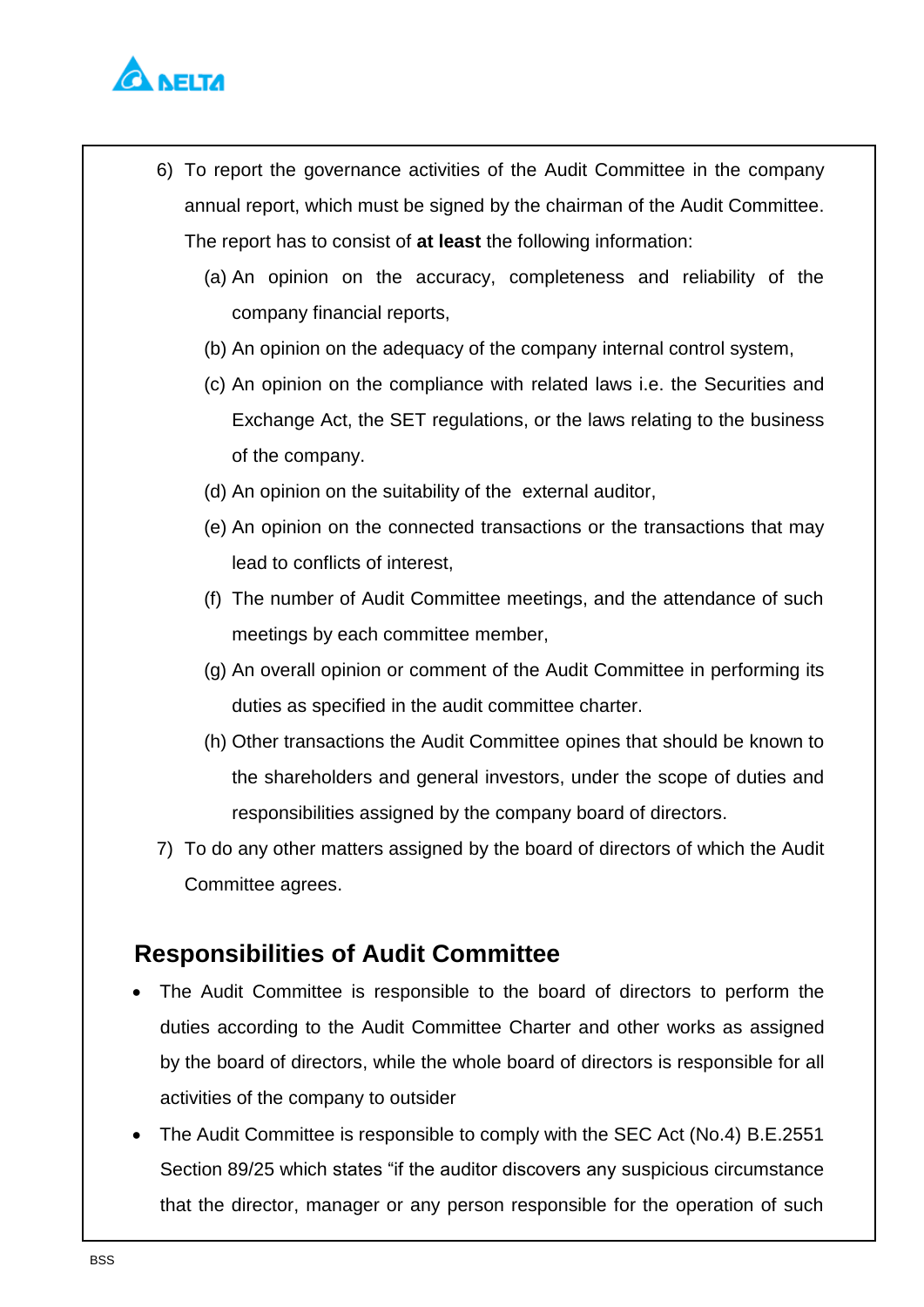6) To report the governance activities of the Audit Committee in the company annual report, which must be signed by the chairman of the Audit Committee. The report has to consist of **at least** the following information:

   (a) An opinion on the accuracy, completeness and reliability of the company financial reports,

   (b) An opinion on the adequacy of the company internal control system,

   (c) An opinion on the compliance with related laws i.e. the Securities and Exchange Act, the SET regulations, or the laws relating to the business of the company.

   (d) An opinion on the suitability of the external auditor,

   (e) An opinion on the connected transactions or the transactions that may lead to conflicts of interest,

   (f) The number of Audit Committee meetings, and the attendance of such meetings by each committee member,

   (g) An overall opinion or comment of the Audit Committee in performing its duties as specified in the audit committee charter.

   (h) Other transactions the Audit Committee opines that should be known to the shareholders and general investors, under the scope of duties and responsibilities assigned by the company board of directors.

7) To do any other matters assigned by the board of directors of which the Audit Committee agrees.

## Responsibilities of Audit Committee

- The Audit Committee is responsible to the board of directors to perform the duties according to the Audit Committee Charter and other works as assigned by the board of directors, while the whole board of directors is responsible for all activities of the company to outsider
- The Audit Committee is responsible to comply with the SEC Act (No.4) B.E.2551 Section 89/25 which states "if the auditor discovers any suspicious circumstance that the director, manager or any person responsible for the operation of such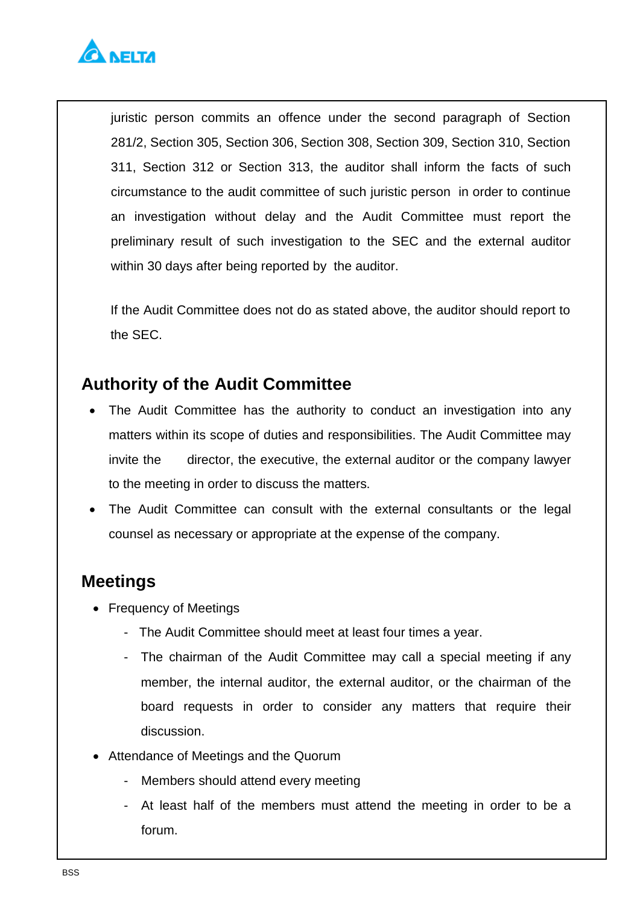juristic person commits an offence under the second paragraph of Section 281/2, Section 305, Section 306, Section 308, Section 309, Section 310, Section 311, Section 312 or Section 313, the auditor shall inform the facts of such circumstance to the audit committee of such juristic person in order to continue an investigation without delay and the Audit Committee must report the preliminary result of such investigation to the SEC and the external auditor within 30 days after being reported by the auditor.

If the Audit Committee does not do as stated above, the auditor should report to the SEC.

## Authority of the Audit Committee

- The Audit Committee has the authority to conduct an investigation into any matters within its scope of duties and responsibilities. The Audit Committee may invite the director, the executive, the external auditor or the company lawyer to the meeting in order to discuss the matters.
- The Audit Committee can consult with the external consultants or the legal counsel as necessary or appropriate at the expense of the company.

## Meetings

- Frequency of Meetings
  - The Audit Committee should meet at least four times a year.
  - The chairman of the Audit Committee may call a special meeting if any member, the internal auditor, the external auditor, or the chairman of the board requests in order to consider any matters that require their discussion.
- Attendance of Meetings and the Quorum
  - Members should attend every meeting
  - At least half of the members must attend the meeting in order to be a forum.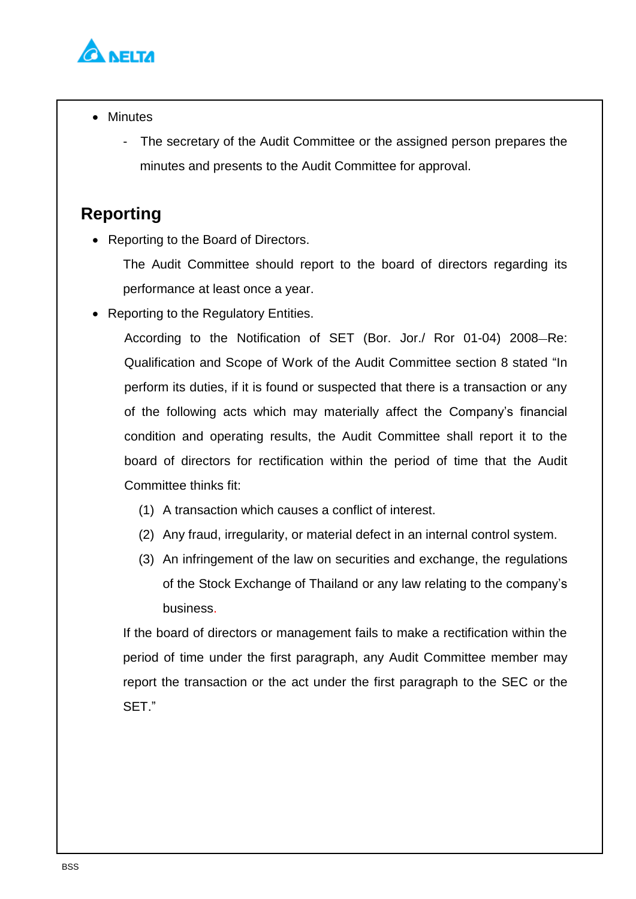- Minutes
  - The secretary of the Audit Committee or the assigned person prepares the minutes and presents to the Audit Committee for approval.

## Reporting

- Reporting to the Board of Directors.

  The Audit Committee should report to the board of directors regarding its performance at least once a year.

- Reporting to the Regulatory Entities.

  According to the Notification of SET (Bor. Jor./ Ror 01-04) 2008–Re: Qualification and Scope of Work of the Audit Committee section 8 stated "In perform its duties, if it is found or suspected that there is a transaction or any of the following acts which may materially affect the Company's financial condition and operating results, the Audit Committee shall report it to the board of directors for rectification within the period of time that the Audit Committee thinks fit:

  (1) A transaction which causes a conflict of interest.

  (2) Any fraud, irregularity, or material defect in an internal control system.

  (3) An infringement of the law on securities and exchange, the regulations of the Stock Exchange of Thailand or any law relating to the company's business.

  If the board of directors or management fails to make a rectification within the period of time under the first paragraph, any Audit Committee member may report the transaction or the act under the first paragraph to the SEC or the SET."